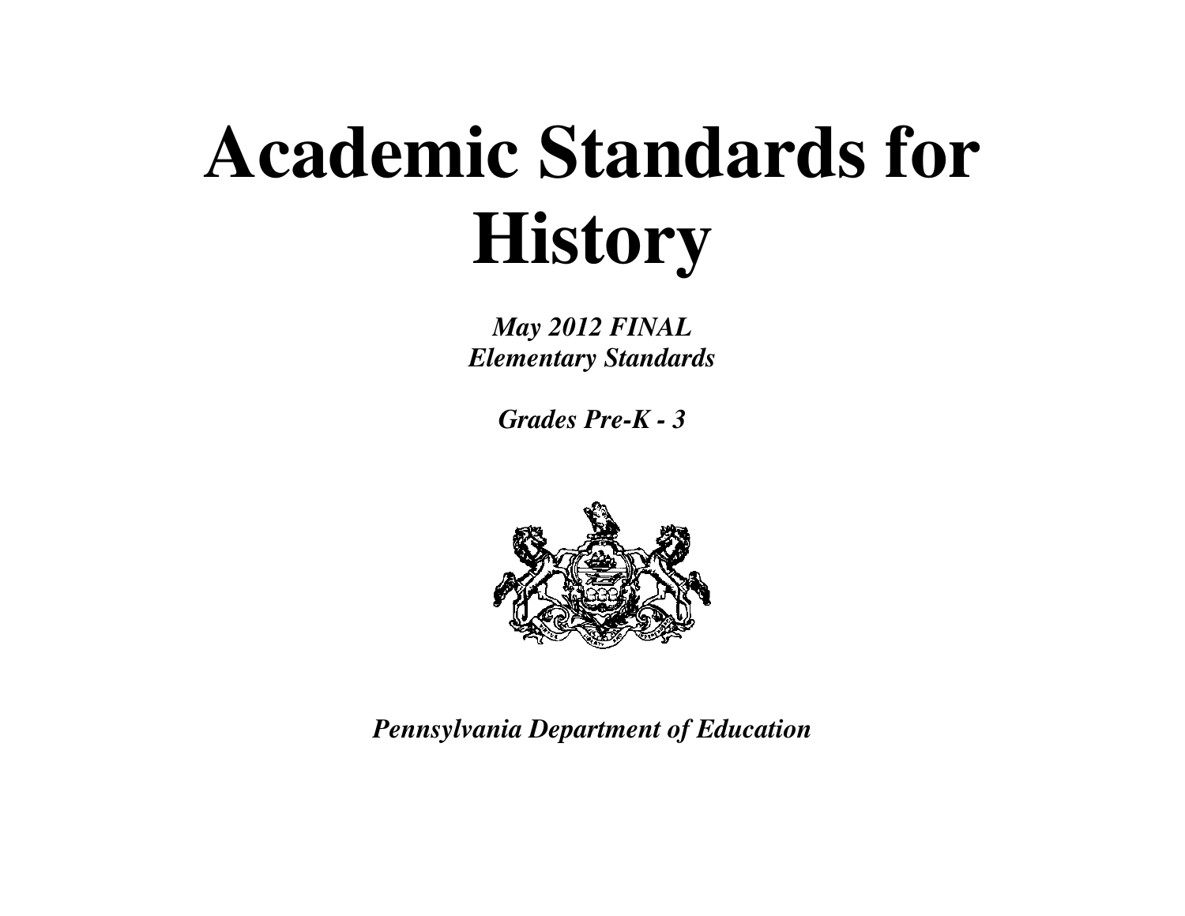# Academic Standards for History

***May 2012 FINAL***
***Elementary Standards***

***Grades Pre-K - 3***

***Pennsylvania Department of Education***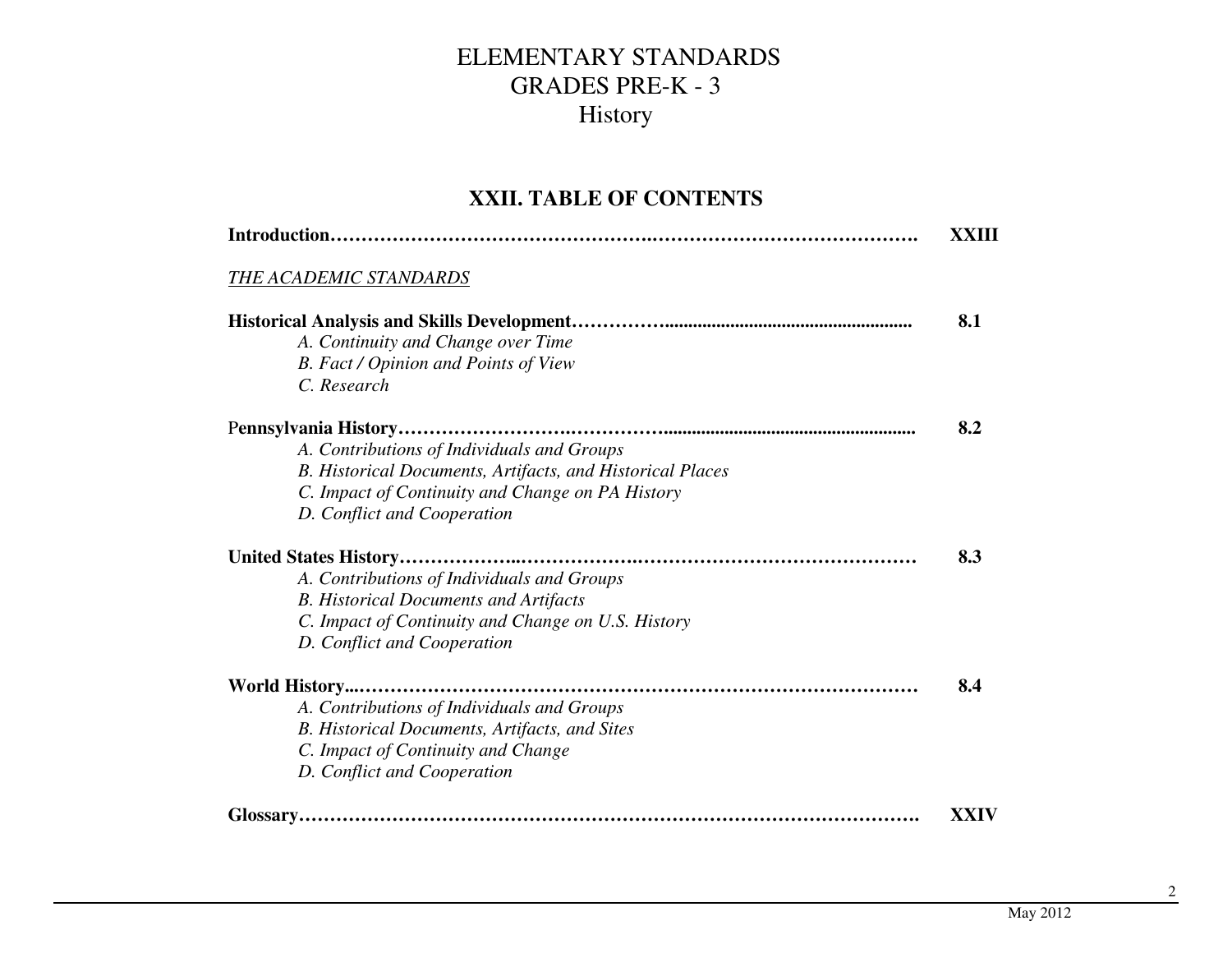# ELEMENTARY STANDARDS
# GRADES PRE-K - 3
# History

## XXII. TABLE OF CONTENTS

**Introduction……………………………………………………………………………….** **XXIII**

*THE ACADEMIC STANDARDS*

**Historical Analysis and Skills Development……………...................................................** **8.1**

*A. Continuity and Change over Time*
*B. Fact / Opinion and Points of View*
*C. Research*

**Pennsylvania History…………………………………….....................................................** **8.2**

*A. Contributions of Individuals and Groups*
*B. Historical Documents, Artifacts, and Historical Places*
*C. Impact of Continuity and Change on PA History*
*D. Conflict and Cooperation*

**United States History………………...……………….………………………………………** **8.3**

*A. Contributions of Individuals and Groups*
*B. Historical Documents and Artifacts*
*C. Impact of Continuity and Change on U.S. History*
*D. Conflict and Cooperation*

**World History...………………………………………………………………………………** **8.4**

*A. Contributions of Individuals and Groups*
*B. Historical Documents, Artifacts, and Sites*
*C. Impact of Continuity and Change*
*D. Conflict and Cooperation*

**Glossary……………………………………………………………………………………….** **XXIV**

May 2012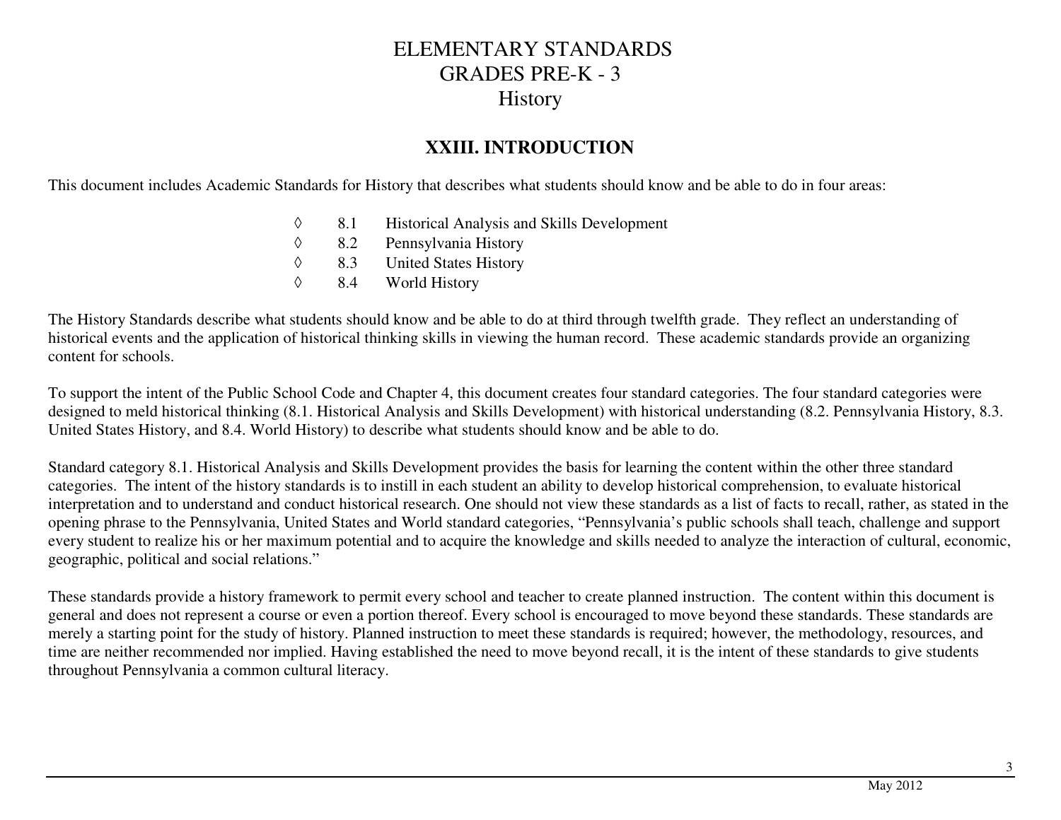# ELEMENTARY STANDARDS
# GRADES PRE-K - 3
# History

## XXIII. INTRODUCTION

This document includes Academic Standards for History that describes what students should know and be able to do in four areas:

- ◊ 8.1 Historical Analysis and Skills Development
- ◊ 8.2 Pennsylvania History
- ◊ 8.3 United States History
- ◊ 8.4 World History

The History Standards describe what students should know and be able to do at third through twelfth grade. They reflect an understanding of historical events and the application of historical thinking skills in viewing the human record. These academic standards provide an organizing content for schools.

To support the intent of the Public School Code and Chapter 4, this document creates four standard categories. The four standard categories were designed to meld historical thinking (8.1. Historical Analysis and Skills Development) with historical understanding (8.2. Pennsylvania History, 8.3. United States History, and 8.4. World History) to describe what students should know and be able to do.

Standard category 8.1. Historical Analysis and Skills Development provides the basis for learning the content within the other three standard categories. The intent of the history standards is to instill in each student an ability to develop historical comprehension, to evaluate historical interpretation and to understand and conduct historical research. One should not view these standards as a list of facts to recall, rather, as stated in the opening phrase to the Pennsylvania, United States and World standard categories, "Pennsylvania's public schools shall teach, challenge and support every student to realize his or her maximum potential and to acquire the knowledge and skills needed to analyze the interaction of cultural, economic, geographic, political and social relations."

These standards provide a history framework to permit every school and teacher to create planned instruction. The content within this document is general and does not represent a course or even a portion thereof. Every school is encouraged to move beyond these standards. These standards are merely a starting point for the study of history. Planned instruction to meet these standards is required; however, the methodology, resources, and time are neither recommended nor implied. Having established the need to move beyond recall, it is the intent of these standards to give students throughout Pennsylvania a common cultural literacy.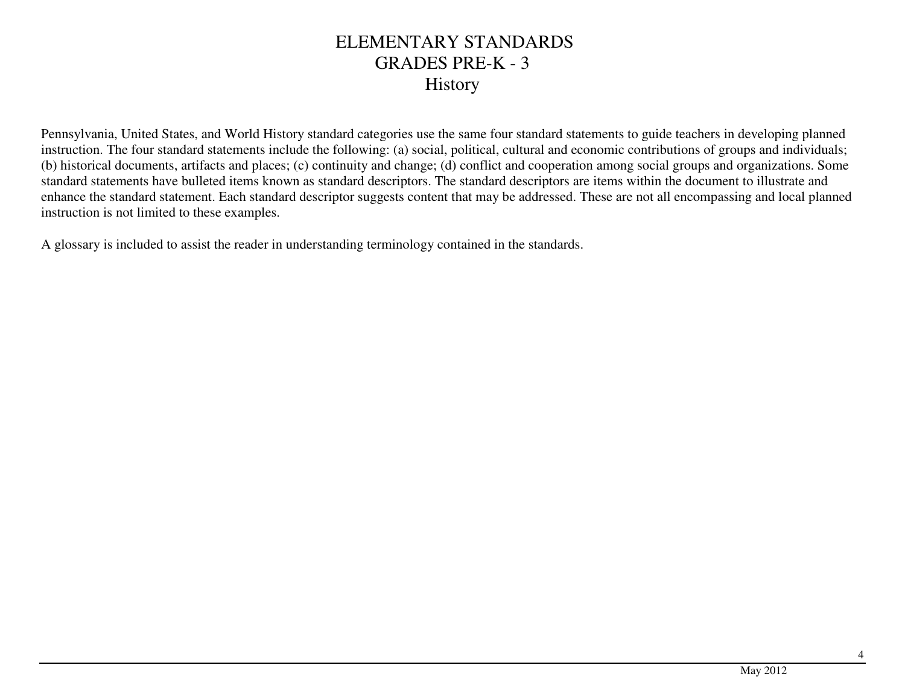# ELEMENTARY STANDARDS
## GRADES PRE-K - 3
## History

Pennsylvania, United States, and World History standard categories use the same four standard statements to guide teachers in developing planned instruction. The four standard statements include the following: (a) social, political, cultural and economic contributions of groups and individuals; (b) historical documents, artifacts and places; (c) continuity and change; (d) conflict and cooperation among social groups and organizations. Some standard statements have bulleted items known as standard descriptors. The standard descriptors are items within the document to illustrate and enhance the standard statement. Each standard descriptor suggests content that may be addressed. These are not all encompassing and local planned instruction is not limited to these examples.

A glossary is included to assist the reader in understanding terminology contained in the standards.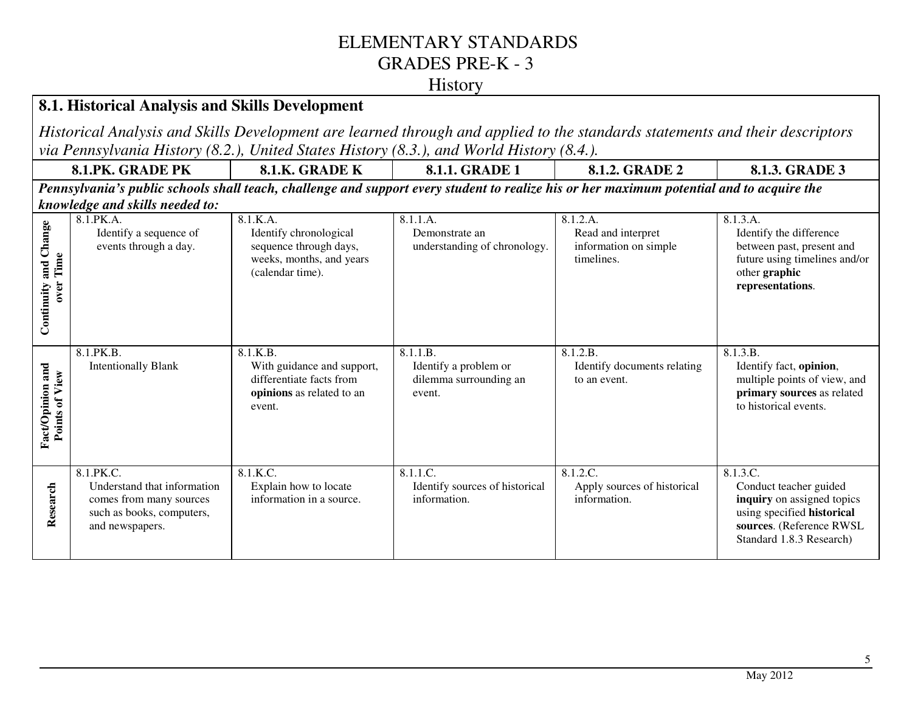# ELEMENTARY STANDARDS
# GRADES PRE-K - 3
# History

## 8.1. Historical Analysis and Skills Development

*Historical Analysis and Skills Development are learned through and applied to the standards statements and their descriptors via Pennsylvania History (8.2.), United States History (8.3.), and World History (8.4.).*

***Pennsylvania's public schools shall teach, challenge and support every student to realize his or her maximum potential and to acquire the knowledge and skills needed to:***

| | 8.1.PK. GRADE PK | 8.1.K. GRADE K | 8.1.1. GRADE 1 | 8.1.2. GRADE 2 | 8.1.3. GRADE 3 |
|---|---|---|---|---|---|
| **Continuity and Change over Time** | 8.1.PK.A. Identify a sequence of events through a day. | 8.1.K.A. Identify chronological sequence through days, weeks, months, and years (calendar time). | 8.1.1.A. Demonstrate an understanding of chronology. | 8.1.2.A. Read and interpret information on simple timelines. | 8.1.3.A. Identify the difference between past, present and future using timelines and/or other **graphic representations**. |
| **Fact/Opinion and Points of View** | 8.1.PK.B. Intentionally Blank | 8.1.K.B. With guidance and support, differentiate facts from **opinions** as related to an event. | 8.1.1.B. Identify a problem or dilemma surrounding an event. | 8.1.2.B. Identify documents relating to an event. | 8.1.3.B. Identify fact, **opinion**, multiple points of view, and **primary sources** as related to historical events. |
| **Research** | 8.1.PK.C. Understand that information comes from many sources such as books, computers, and newspapers. | 8.1.K.C. Explain how to locate information in a source. | 8.1.1.C. Identify sources of historical information. | 8.1.2.C. Apply sources of historical information. | 8.1.3.C. Conduct teacher guided **inquiry** on assigned topics using specified **historical sources**. (Reference RWSL Standard 1.8.3 Research) |

May 2012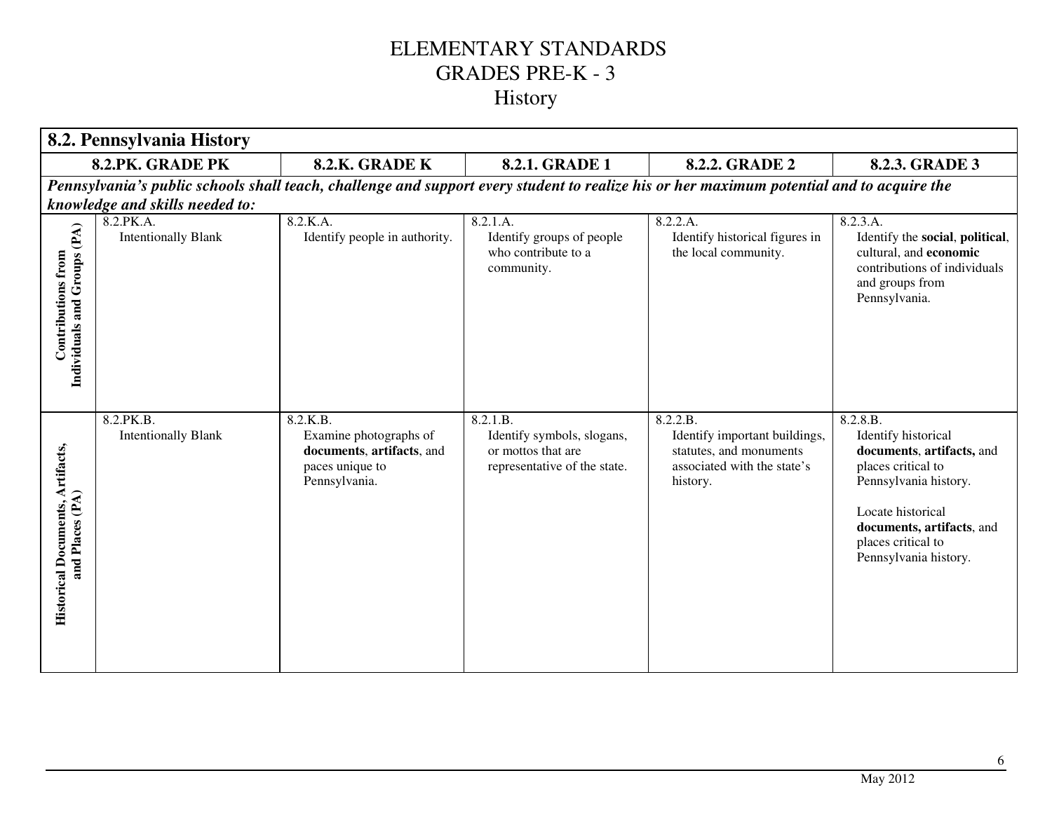# ELEMENTARY STANDARDS
## GRADES PRE-K - 3
## History

| 8.2. Pennsylvania History | | | | | |
|---|---|---|---|---|---|
| | **8.2.PK. GRADE PK** | **8.2.K. GRADE K** | **8.2.1. GRADE 1** | **8.2.2. GRADE 2** | **8.2.3. GRADE 3** |
| ***Pennsylvania's public schools shall teach, challenge and support every student to realize his or her maximum potential and to acquire the knowledge and skills needed to:*** | | | | | |
| **Contributions from Individuals and Groups (PA)** | 8.2.PK.A.<br>Intentionally Blank | 8.2.K.A.<br>Identify people in authority. | 8.2.1.A.<br>Identify groups of people who contribute to a community. | 8.2.2.A.<br>Identify historical figures in the local community. | 8.2.3.A.<br>Identify the **social**, **political**, cultural, and **economic** contributions of individuals and groups from Pennsylvania. |
| **Historical Documents, Artifacts, and Places (PA)** | 8.2.PK.B.<br>Intentionally Blank | 8.2.K.B.<br>Examine photographs of **documents**, **artifacts**, and paces unique to Pennsylvania. | 8.2.1.B.<br>Identify symbols, slogans, or mottos that are representative of the state. | 8.2.2.B.<br>Identify important buildings, statutes, and monuments associated with the state's history. | 8.2.8.B.<br>Identify historical **documents**, **artifacts,** and places critical to Pennsylvania history.<br><br>Locate historical **documents, artifacts**, and places critical to Pennsylvania history. |

May 2012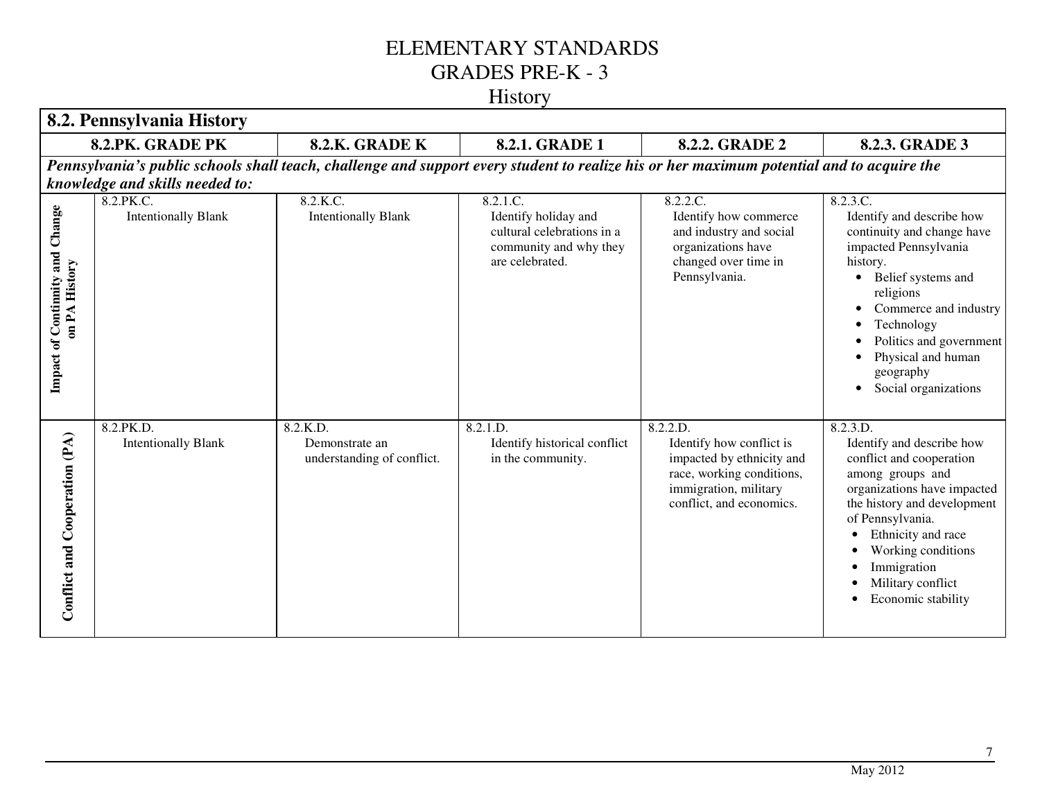# ELEMENTARY STANDARDS
## GRADES PRE-K - 3
## History

| 8.2. Pennsylvania History | | | | | |
|---|---|---|---|---|---|
| | **8.2.PK. GRADE PK** | **8.2.K. GRADE K** | **8.2.1. GRADE 1** | **8.2.2. GRADE 2** | **8.2.3. GRADE 3** |
| ***Pennsylvania's public schools shall teach, challenge and support every student to realize his or her maximum potential and to acquire the knowledge and skills needed to:*** | | | | | |
| **Impact of Continuity and Change on PA History** | 8.2.PK.C. Intentionally Blank | 8.2.K.C. Intentionally Blank | 8.2.1.C. Identify holiday and cultural celebrations in a community and why they are celebrated. | 8.2.2.C. Identify how commerce and industry and social organizations have changed over time in Pennsylvania. | 8.2.3.C. Identify and describe how continuity and change have impacted Pennsylvania history.<br>• Belief systems and religions<br>• Commerce and industry<br>• Technology<br>• Politics and government<br>• Physical and human geography<br>• Social organizations |
| **Conflict and Cooperation (PA)** | 8.2.PK.D. Intentionally Blank | 8.2.K.D. Demonstrate an understanding of conflict. | 8.2.1.D. Identify historical conflict in the community. | 8.2.2.D. Identify how conflict is impacted by ethnicity and race, working conditions, immigration, military conflict, and economics. | 8.2.3.D. Identify and describe how conflict and cooperation among groups and organizations have impacted the history and development of Pennsylvania.<br>• Ethnicity and race<br>• Working conditions<br>• Immigration<br>• Military conflict<br>• Economic stability |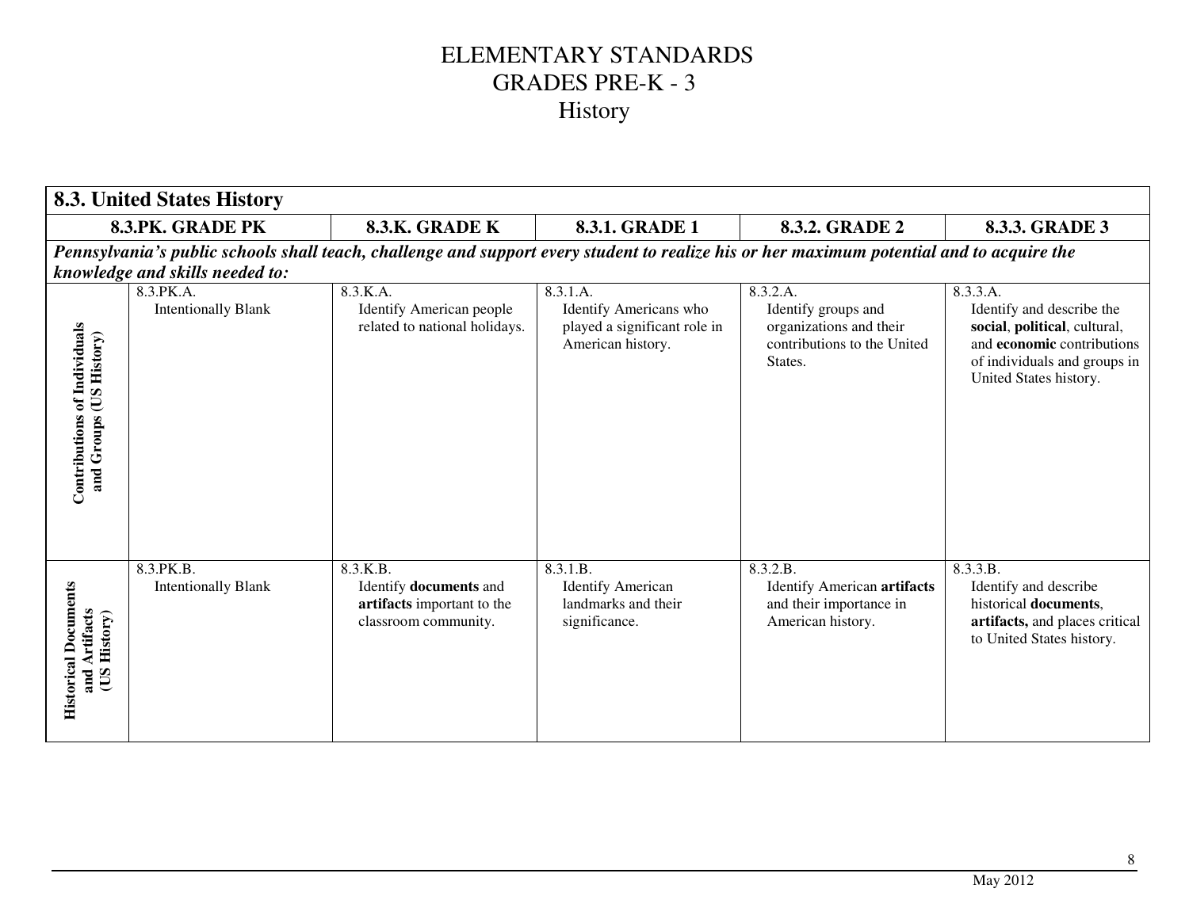# ELEMENTARY STANDARDS
## GRADES PRE-K - 3
## History

| **8.3. United States History** | | | | | |
|---|---|---|---|---|---|
| | **8.3.PK. GRADE PK** | **8.3.K. GRADE K** | **8.3.1. GRADE 1** | **8.3.2. GRADE 2** | **8.3.3. GRADE 3** |
| ***Pennsylvania's public schools shall teach, challenge and support every student to realize his or her maximum potential and to acquire the knowledge and skills needed to:*** | | | | | |
| **Contributions of Individuals and Groups (US History)** | 8.3.PK.A. Intentionally Blank | 8.3.K.A. Identify American people related to national holidays. | 8.3.1.A. Identify Americans who played a significant role in American history. | 8.3.2.A. Identify groups and organizations and their contributions to the United States. | 8.3.3.A. Identify and describe the **social**, **political**, cultural, and **economic** contributions of individuals and groups in United States history. |
| **Historical Documents and Artifacts (US History)** | 8.3.PK.B. Intentionally Blank | 8.3.K.B. Identify **documents** and **artifacts** important to the classroom community. | 8.3.1.B. Identify American landmarks and their significance. | 8.3.2.B. Identify American **artifacts** and their importance in American history. | 8.3.3.B. Identify and describe historical **documents**, **artifacts,** and places critical to United States history. |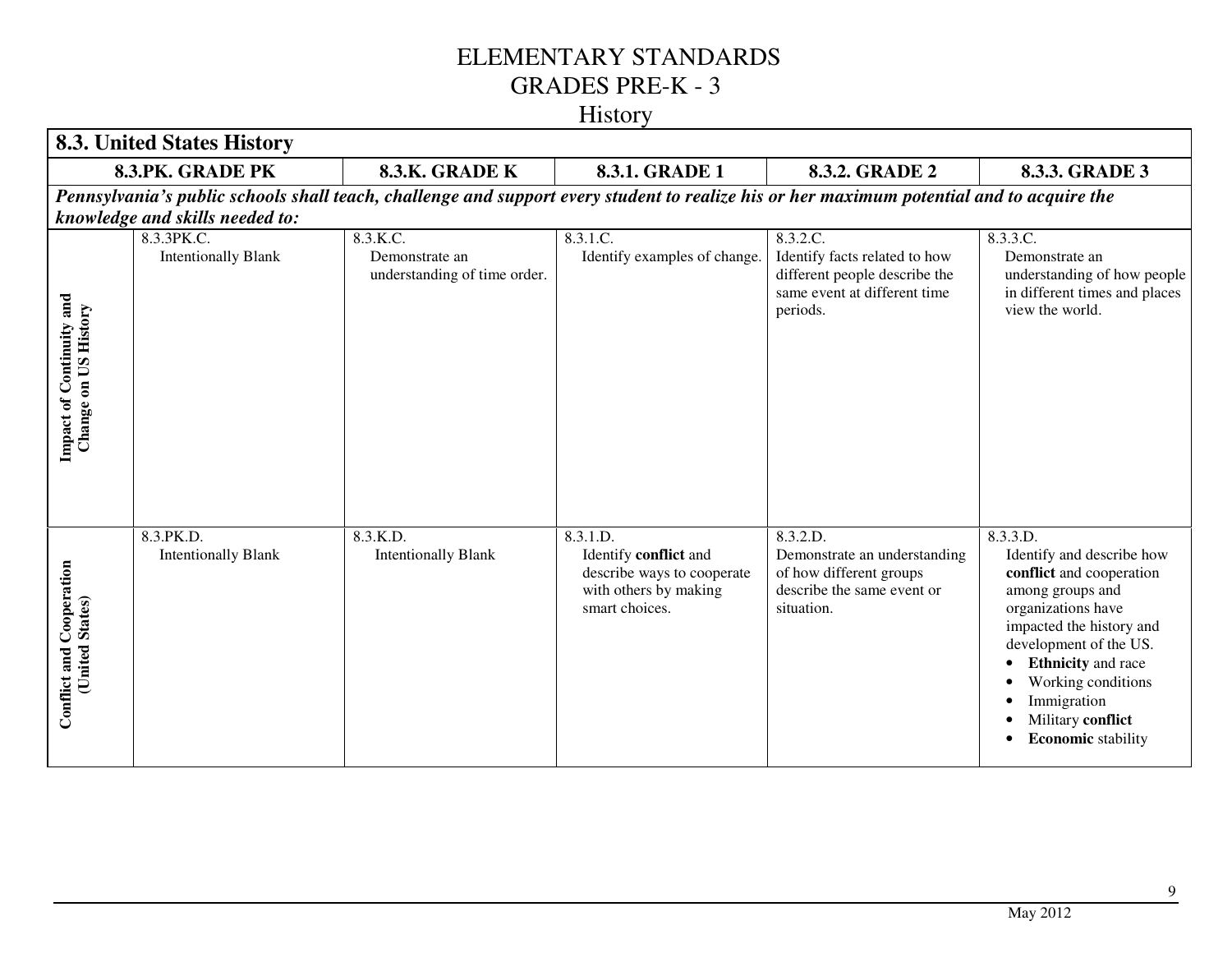# ELEMENTARY STANDARDS
## GRADES PRE-K - 3
## History

| 8.3. United States History | | | | | |
|---|---|---|---|---|---|
| | **8.3.PK. GRADE PK** | **8.3.K. GRADE K** | **8.3.1. GRADE 1** | **8.3.2. GRADE 2** | **8.3.3. GRADE 3** |
| ***Pennsylvania's public schools shall teach, challenge and support every student to realize his or her maximum potential and to acquire the knowledge and skills needed to:*** | | | | | |
| **Impact of Continuity and Change on US History** | 8.3.3PK.C. Intentionally Blank | 8.3.K.C. Demonstrate an understanding of time order. | 8.3.1.C. Identify examples of change. | 8.3.2.C. Identify facts related to how different people describe the same event at different time periods. | 8.3.3.C. Demonstrate an understanding of how people in different times and places view the world. |
| **Conflict and Cooperation (United States)** | 8.3.PK.D. Intentionally Blank | 8.3.K.D. Intentionally Blank | 8.3.1.D. Identify **conflict** and describe ways to cooperate with others by making smart choices. | 8.3.2.D. Demonstrate an understanding of how different groups describe the same event or situation. | 8.3.3.D. Identify and describe how **conflict** and cooperation among groups and organizations have impacted the history and development of the US.<br>• **Ethnicity** and race<br>• Working conditions<br>• Immigration<br>• Military **conflict**<br>• **Economic** stability |

May 2012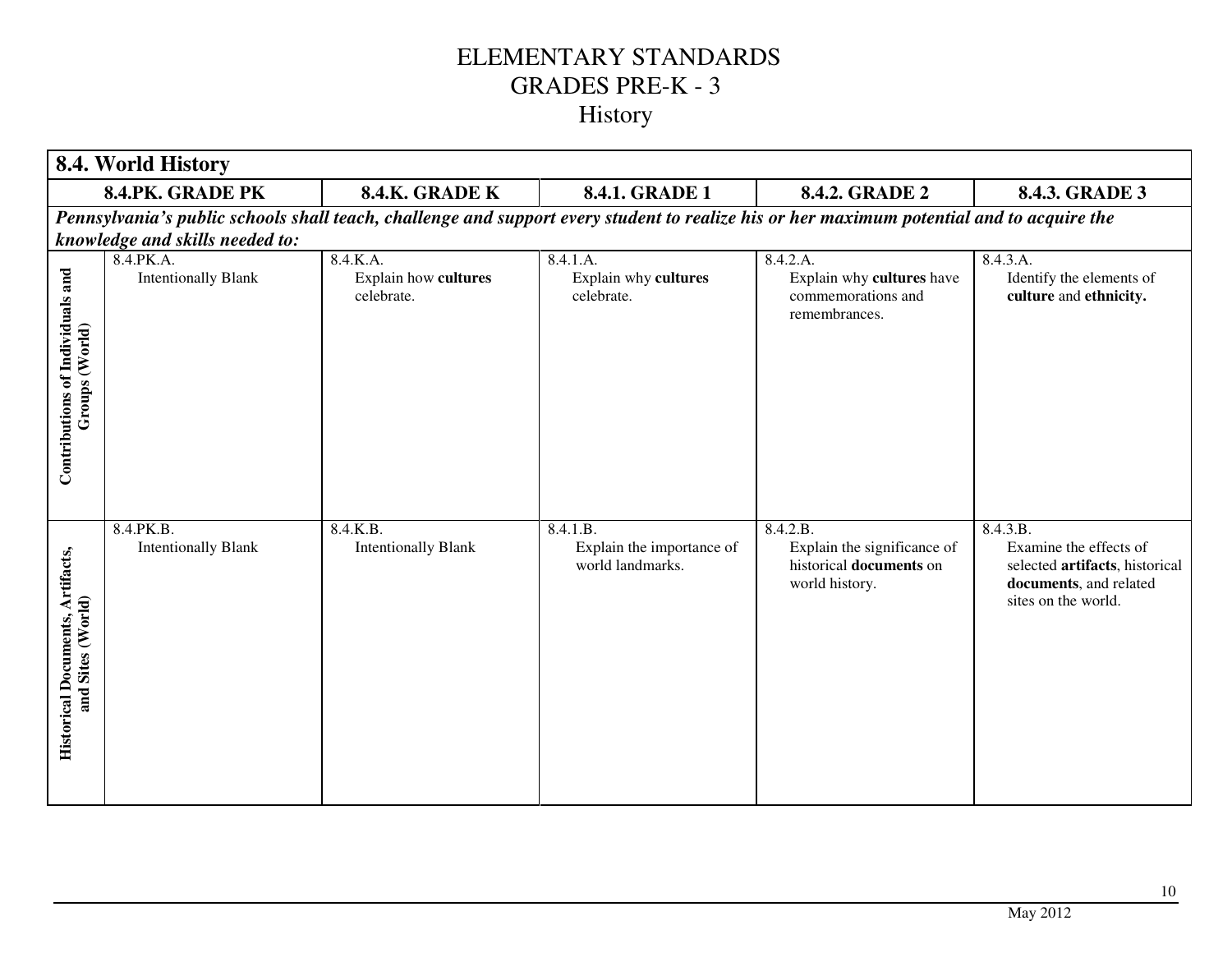# ELEMENTARY STANDARDS
# GRADES PRE-K - 3
## History

| 8.4. World History | | | | | |
|---|---|---|---|---|---|
| | 8.4.PK. GRADE PK | 8.4.K. GRADE K | 8.4.1. GRADE 1 | 8.4.2. GRADE 2 | 8.4.3. GRADE 3 |
| ***Pennsylvania's public schools shall teach, challenge and support every student to realize his or her maximum potential and to acquire the knowledge and skills needed to:*** | | | | | |
| **Contributions of Individuals and Groups (World)** | 8.4.PK.A. Intentionally Blank | 8.4.K.A. Explain how **cultures** celebrate. | 8.4.1.A. Explain why **cultures** celebrate. | 8.4.2.A. Explain why **cultures** have commemorations and remembrances. | 8.4.3.A. Identify the elements of **culture** and **ethnicity.** |
| **Historical Documents, Artifacts, and Sites (World)** | 8.4.PK.B. Intentionally Blank | 8.4.K.B. Intentionally Blank | 8.4.1.B. Explain the importance of world landmarks. | 8.4.2.B. Explain the significance of historical **documents** on world history. | 8.4.3.B. Examine the effects of selected **artifacts**, historical **documents**, and related sites on the world. |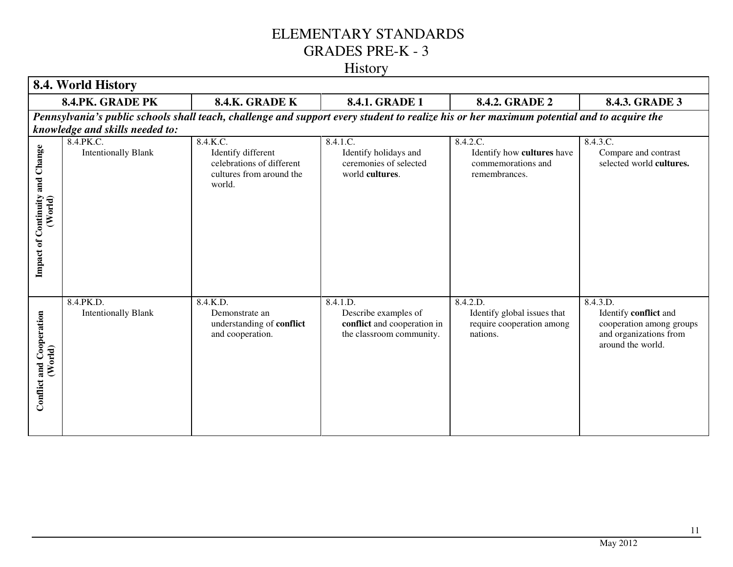# ELEMENTARY STANDARDS
## GRADES PRE-K - 3
## History

| 8.4. World History | | | | | |
|---|---|---|---|---|---|
| | **8.4.PK. GRADE PK** | **8.4.K. GRADE K** | **8.4.1. GRADE 1** | **8.4.2. GRADE 2** | **8.4.3. GRADE 3** |
| ***Pennsylvania's public schools shall teach, challenge and support every student to realize his or her maximum potential and to acquire the knowledge and skills needed to:*** | | | | | |
| **Impact of Continuity and Change (World)** | 8.4.PK.C. Intentionally Blank | 8.4.K.C. Identify different celebrations of different cultures from around the world. | 8.4.1.C. Identify holidays and ceremonies of selected world **cultures**. | 8.4.2.C. Identify how **cultures** have commemorations and remembrances. | 8.4.3.C. Compare and contrast selected world **cultures.** |
| **Conflict and Cooperation (World)** | 8.4.PK.D. Intentionally Blank | 8.4.K.D. Demonstrate an understanding of **conflict** and cooperation. | 8.4.1.D. Describe examples of **conflict** and cooperation in the classroom community. | 8.4.2.D. Identify global issues that require cooperation among nations. | 8.4.3.D. Identify **conflict** and cooperation among groups and organizations from around the world. |

May 2012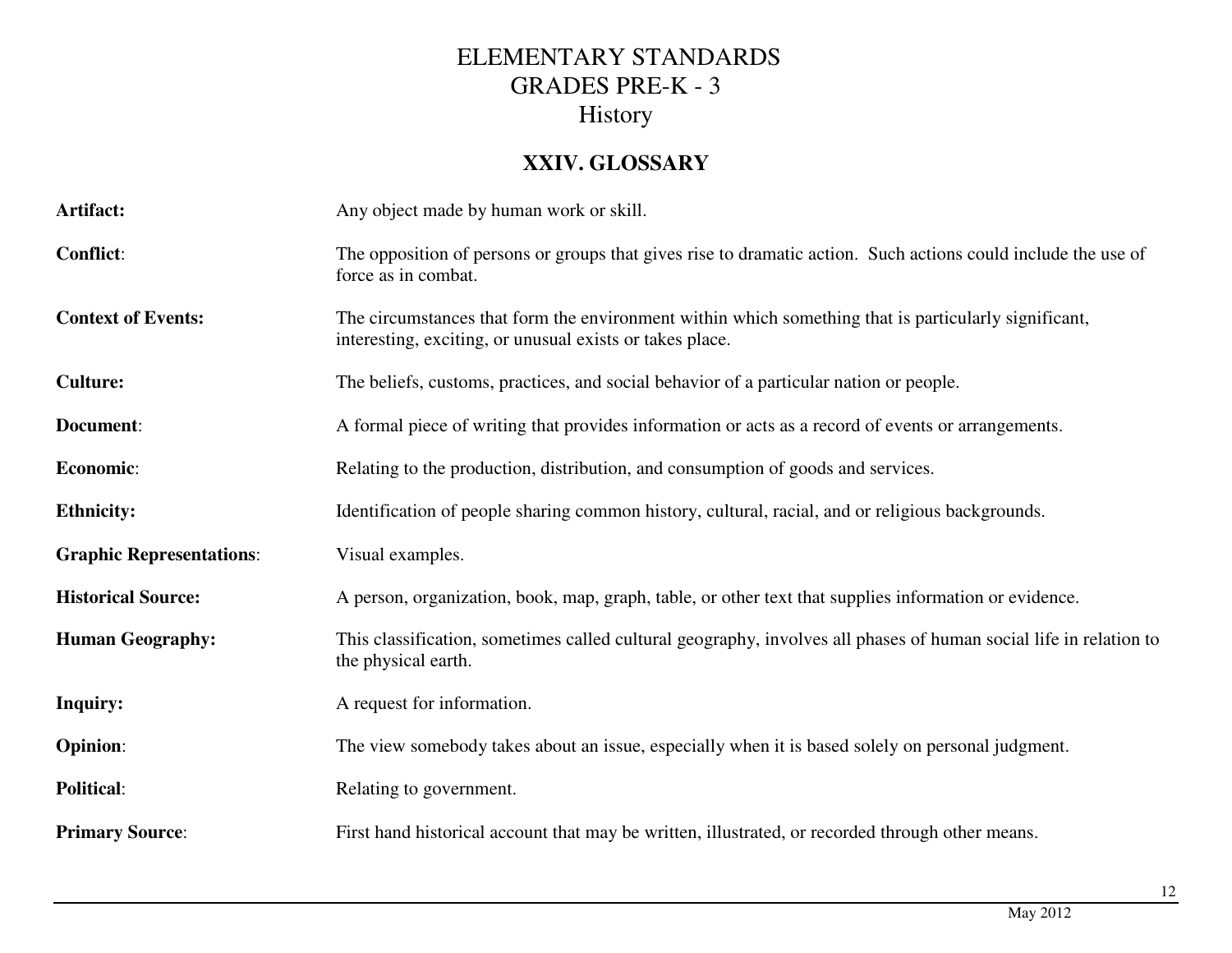# ELEMENTARY STANDARDS
# GRADES PRE-K - 3
# History

## XXIV. GLOSSARY

**Artifact:** Any object made by human work or skill.

**Conflict**: The opposition of persons or groups that gives rise to dramatic action. Such actions could include the use of force as in combat.

**Context of Events:** The circumstances that form the environment within which something that is particularly significant, interesting, exciting, or unusual exists or takes place.

**Culture:** The beliefs, customs, practices, and social behavior of a particular nation or people.

**Document**: A formal piece of writing that provides information or acts as a record of events or arrangements.

**Economic**: Relating to the production, distribution, and consumption of goods and services.

**Ethnicity:** Identification of people sharing common history, cultural, racial, and or religious backgrounds.

**Graphic Representations**: Visual examples.

**Historical Source:** A person, organization, book, map, graph, table, or other text that supplies information or evidence.

**Human Geography:** This classification, sometimes called cultural geography, involves all phases of human social life in relation to the physical earth.

**Inquiry:** A request for information.

**Opinion**: The view somebody takes about an issue, especially when it is based solely on personal judgment.

**Political**: Relating to government.

**Primary Source**: First hand historical account that may be written, illustrated, or recorded through other means.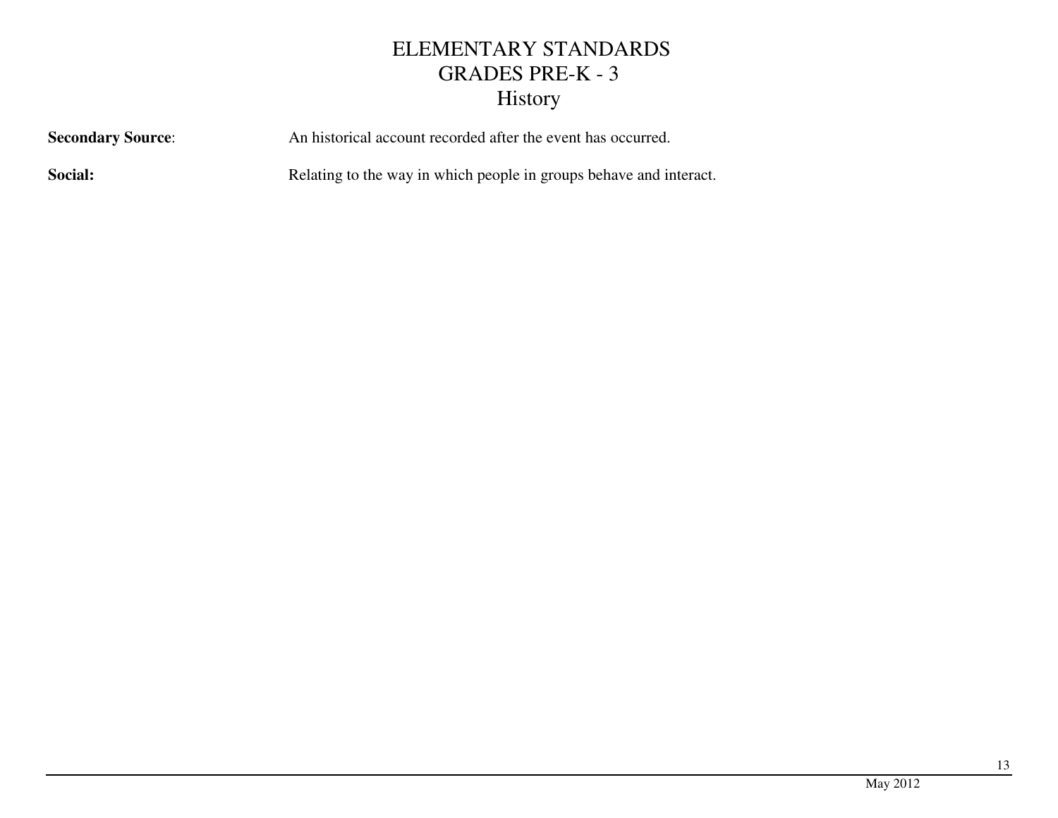# ELEMENTARY STANDARDS
## GRADES PRE-K - 3
### History

**Secondary Source**: An historical account recorded after the event has occurred.

**Social:** Relating to the way in which people in groups behave and interact.